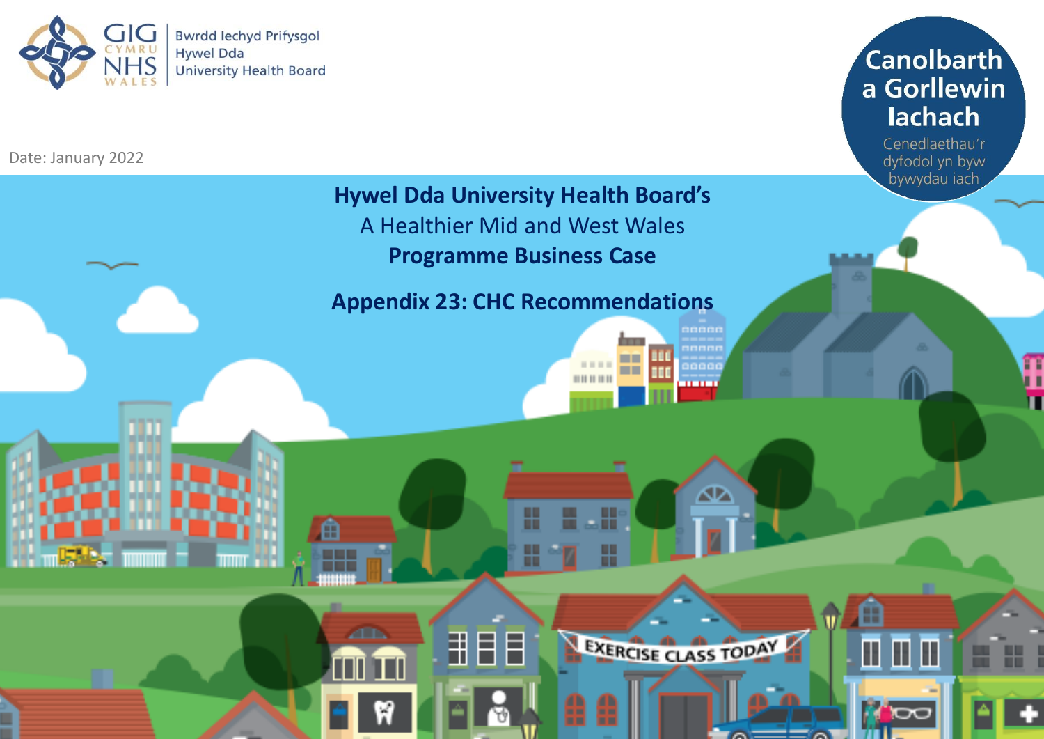Bwrdd Iechyd Prifysgol Hywel Dda University Health Board

Canolbarth a Gorllewin Iachach

Cenedlaethau'r dyfodol yn byw bywydau iach

Date: January 2022

# Hywel Dda University Health Board's

A Healthier Mid and West Wales

**Programme Business Case**

## Appendix 23: CHC Recommendations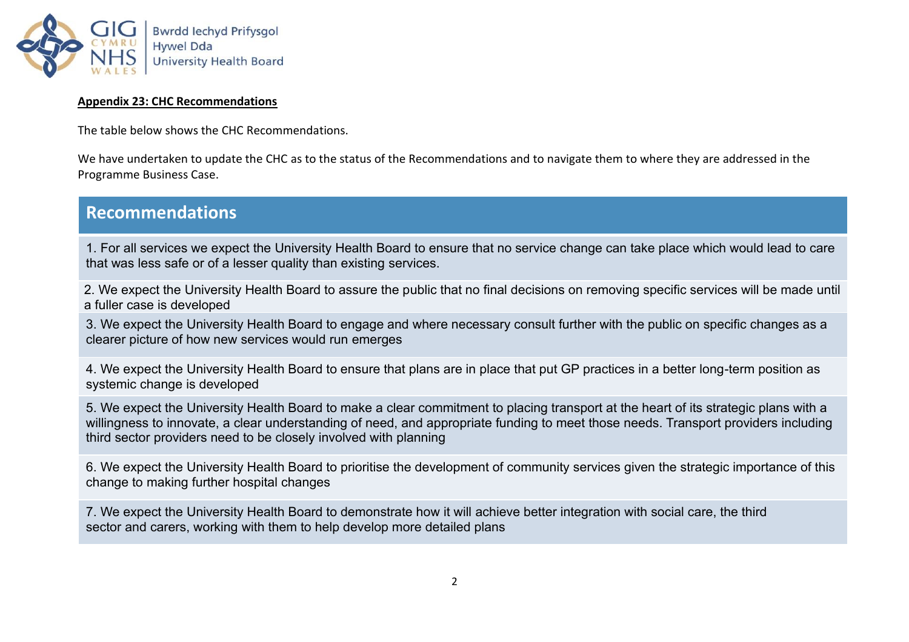**Appendix 23: CHC Recommendations**

The table below shows the CHC Recommendations.

We have undertaken to update the CHC as to the status of the Recommendations and to navigate them to where they are addressed in the Programme Business Case.

| Recommendations |
|---|
| 1. For all services we expect the University Health Board to ensure that no service change can take place which would lead to care that was less safe or of a lesser quality than existing services. |
| 2. We expect the University Health Board to assure the public that no final decisions on removing specific services will be made until a fuller case is developed |
| 3. We expect the University Health Board to engage and where necessary consult further with the public on specific changes as a clearer picture of how new services would run emerges |
| 4. We expect the University Health Board to ensure that plans are in place that put GP practices in a better long-term position as systemic change is developed |
| 5. We expect the University Health Board to make a clear commitment to placing transport at the heart of its strategic plans with a willingness to innovate, a clear understanding of need, and appropriate funding to meet those needs. Transport providers including third sector providers need to be closely involved with planning |
| 6. We expect the University Health Board to prioritise the development of community services given the strategic importance of this change to making further hospital changes |
| 7. We expect the University Health Board to demonstrate how it will achieve better integration with social care, the third sector and carers, working with them to help develop more detailed plans |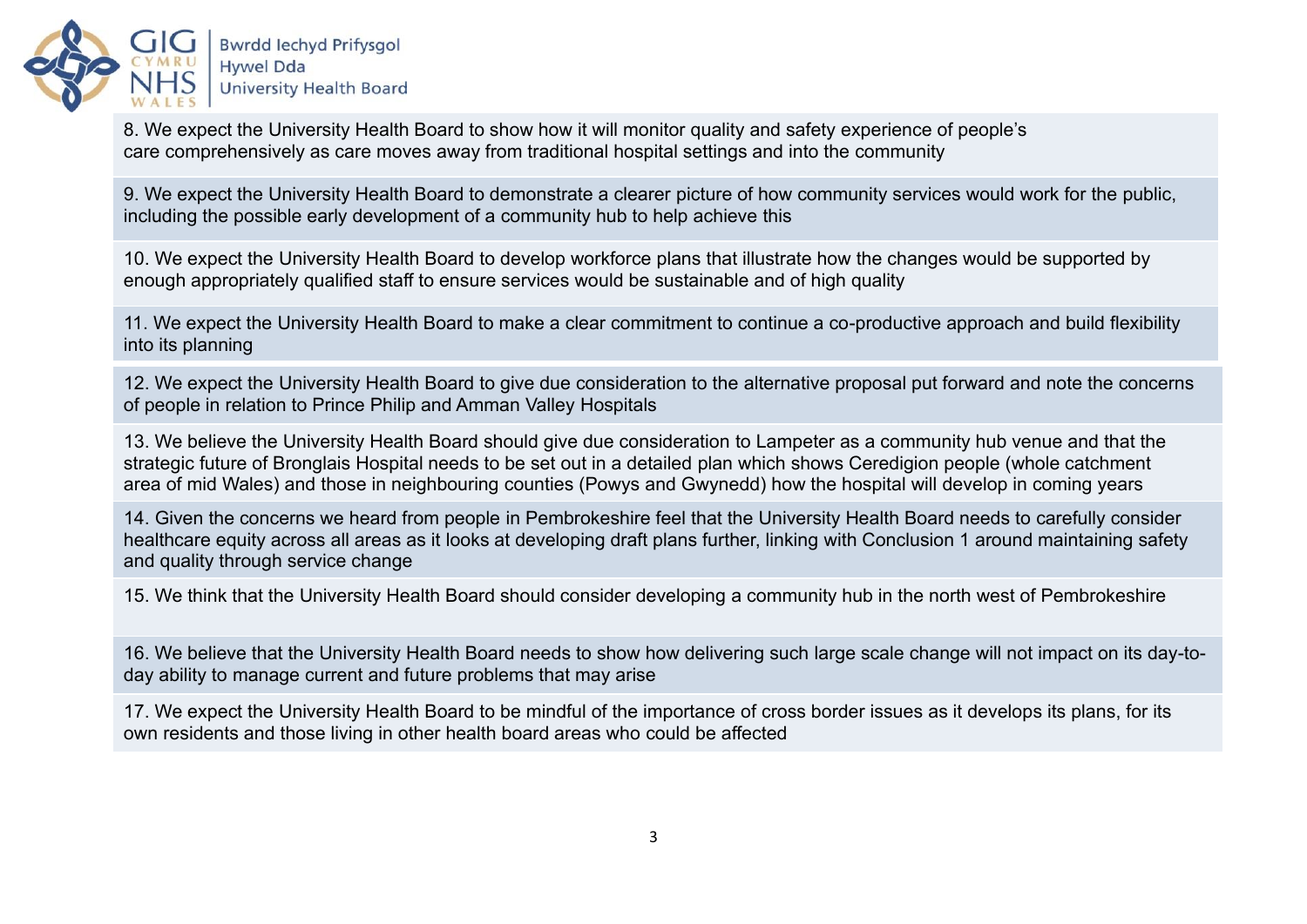8. We expect the University Health Board to show how it will monitor quality and safety experience of people's care comprehensively as care moves away from traditional hospital settings and into the community

9. We expect the University Health Board to demonstrate a clearer picture of how community services would work for the public, including the possible early development of a community hub to help achieve this

10. We expect the University Health Board to develop workforce plans that illustrate how the changes would be supported by enough appropriately qualified staff to ensure services would be sustainable and of high quality

11. We expect the University Health Board to make a clear commitment to continue a co-productive approach and build flexibility into its planning

12. We expect the University Health Board to give due consideration to the alternative proposal put forward and note the concerns of people in relation to Prince Philip and Amman Valley Hospitals

13. We believe the University Health Board should give due consideration to Lampeter as a community hub venue and that the strategic future of Bronglais Hospital needs to be set out in a detailed plan which shows Ceredigion people (whole catchment area of mid Wales) and those in neighbouring counties (Powys and Gwynedd) how the hospital will develop in coming years

14. Given the concerns we heard from people in Pembrokeshire feel that the University Health Board needs to carefully consider healthcare equity across all areas as it looks at developing draft plans further, linking with Conclusion 1 around maintaining safety and quality through service change

15. We think that the University Health Board should consider developing a community hub in the north west of Pembrokeshire

16. We believe that the University Health Board needs to show how delivering such large scale change will not impact on its day-to-day ability to manage current and future problems that may arise

17. We expect the University Health Board to be mindful of the importance of cross border issues as it develops its plans, for its own residents and those living in other health board areas who could be affected